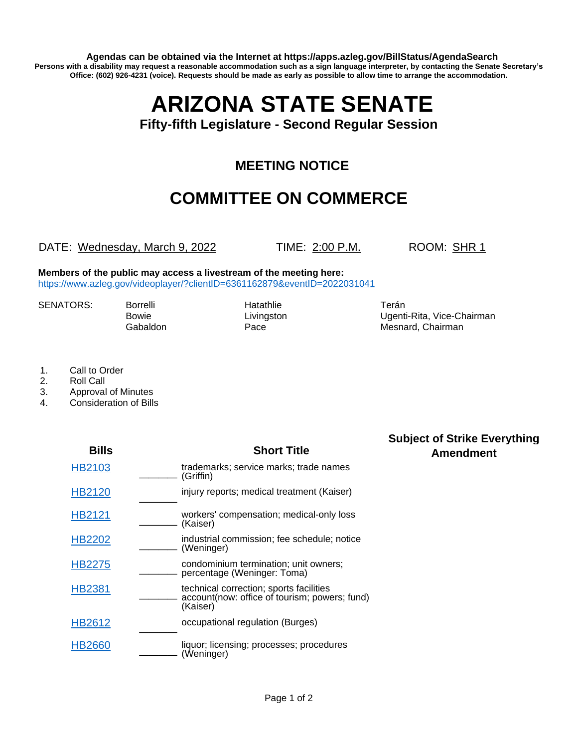**Agendas can be obtained via the Internet at https://apps.azleg.gov/BillStatus/AgendaSearch**

**Persons with a disability may request a reasonable accommodation such as a sign language interpreter, by contacting the Senate Secretary's Office: (602) 926-4231 (voice). Requests should be made as early as possible to allow time to arrange the accommodation.**

# ARIZONA STATE SENATE

### Fifty-fifth Legislature - Second Regular Session

## MEETING NOTICE

## COMMITTEE ON COMMERCE

DATE: Wednesday, March 9, 2022 TIME: 2:00 P.M. ROOM: SHR 1

**Members of the public may access a livestream of the meeting here:**
https://www.azleg.gov/videoplayer/?clientID=6361162879&eventID=2022031041

SENATORS:

| | | |
|---|---|---|
| Borrelli | Hatathlie | Terán |
| Bowie | Livingston | Ugenti-Rita, Vice-Chairman |
| Gabaldon | Pace | Mesnard, Chairman |

1. Call to Order
2. Roll Call
3. Approval of Minutes
4. Consideration of Bills

| Bills | | Short Title | Subject of Strike Everything Amendment |
|---|---|---|---|
| HB2103 | _______ | trademarks; service marks; trade names (Griffin) | |
| HB2120 | _______ | injury reports; medical treatment (Kaiser) | |
| HB2121 | _______ | workers' compensation; medical-only loss (Kaiser) | |
| HB2202 | _______ | industrial commission; fee schedule; notice (Weninger) | |
| HB2275 | _______ | condominium termination; unit owners; percentage (Weninger: Toma) | |
| HB2381 | _______ | technical correction; sports facilities account(now: office of tourism; powers; fund) (Kaiser) | |
| HB2612 | _______ | occupational regulation (Burges) | |
| HB2660 | _______ | liquor; licensing; processes; procedures (Weninger) | |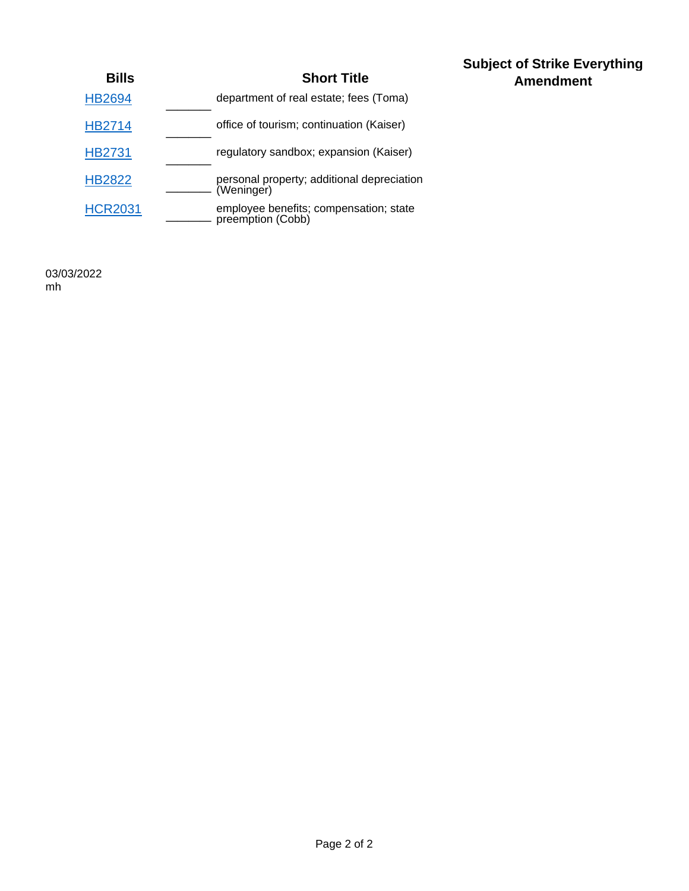| Bills | | Short Title | Subject of Strike Everything Amendment |
|---|---|---|---|
| HB2694 | ______ | department of real estate; fees (Toma) | |
| HB2714 | ______ | office of tourism; continuation (Kaiser) | |
| HB2731 | ______ | regulatory sandbox; expansion (Kaiser) | |
| HB2822 | ______ | personal property; additional depreciation (Weninger) | |
| HCR2031 | ______ | employee benefits; compensation; state preemption (Cobb) | |

03/03/2022
mh